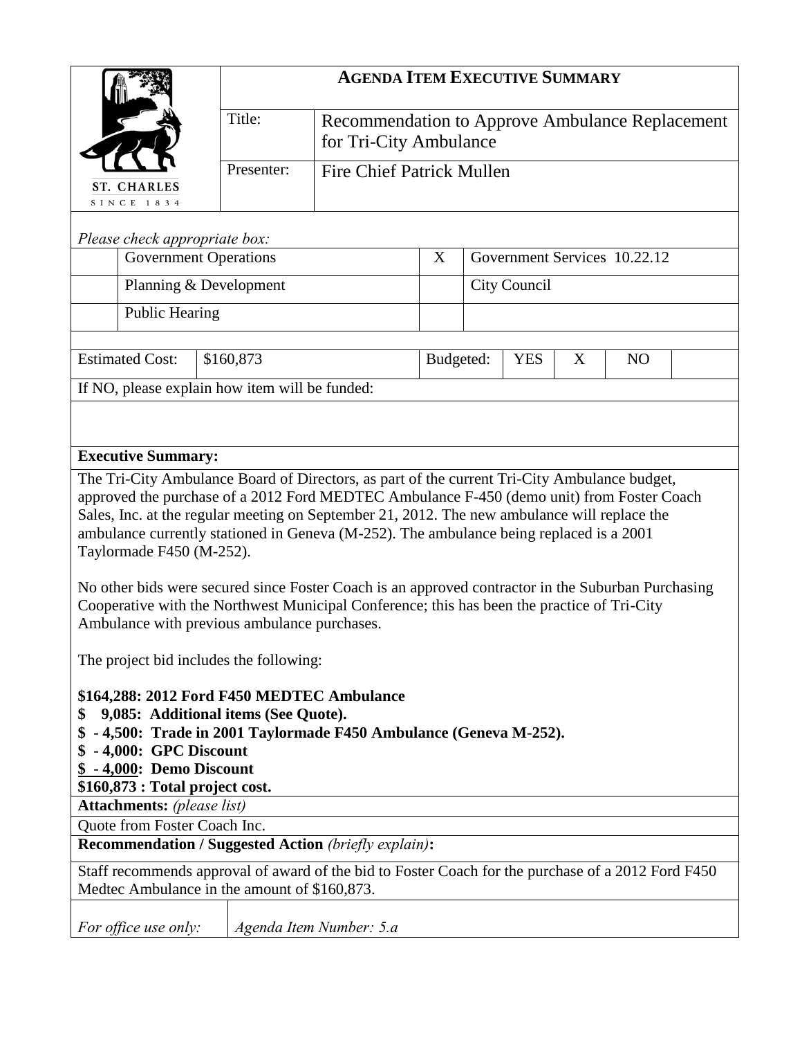# AGENDA ITEM EXECUTIVE SUMMARY

ST. CHARLES
SINCE 1834

| | |
|---|---|
| Title: | Recommendation to Approve Ambulance Replacement for Tri-City Ambulance |
| Presenter: | Fire Chief Patrick Mullen |

*Please check appropriate box:*

| | | | |
|---|---|---|---|
| | Government Operations | X | Government Services 10.22.12 |
| | Planning & Development | | City Council |
| | Public Hearing | | |

| Estimated Cost: | $160,873 | Budgeted: | YES | X | NO | |
|---|---|---|---|---|---|---|

If NO, please explain how item will be funded:

**Executive Summary:**

The Tri-City Ambulance Board of Directors, as part of the current Tri-City Ambulance budget, approved the purchase of a 2012 Ford MEDTEC Ambulance F-450 (demo unit) from Foster Coach Sales, Inc. at the regular meeting on September 21, 2012. The new ambulance will replace the ambulance currently stationed in Geneva (M-252). The ambulance being replaced is a 2001 Taylormade F450 (M-252).

No other bids were secured since Foster Coach is an approved contractor in the Suburban Purchasing Cooperative with the Northwest Municipal Conference; this has been the practice of Tri-City Ambulance with previous ambulance purchases.

The project bid includes the following:

**$164,288: 2012 Ford F450 MEDTEC Ambulance**
**$ 9,085: Additional items (See Quote).**
**$ - 4,500: Trade in 2001 Taylormade F450 Ambulance (Geneva M-252).**
**$ - 4,000: GPC Discount**
**$ - 4,000: Demo Discount**
**$160,873 : Total project cost.**

**Attachments:** *(please list)*

Quote from Foster Coach Inc.

**Recommendation / Suggested Action** *(briefly explain)***:**

Staff recommends approval of award of the bid to Foster Coach for the purchase of a 2012 Ford F450 Medtec Ambulance in the amount of $160,873.

| *For office use only:* | *Agenda Item Number: 5.a* |
|---|---|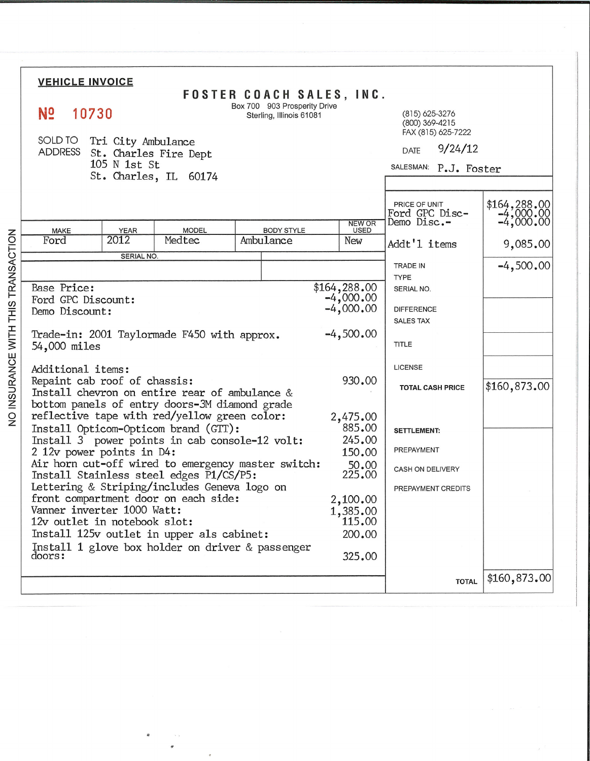## VEHICLE INVOICE

**FOSTER COACH SALES, INC.**

Box 700 903 Prosperity Drive
Sterling, Illinois 61081

(815) 625-3276
(800) 369-4215
FAX (815) 625-7222

№ 10730

SOLD TO ADDRESS: Tri City Ambulance
St. Charles Fire Dept
105 N 1st St
St. Charles, IL 60174

DATE: 9/24/12

SALESMAN: P.J. Foster

| MAKE | YEAR | MODEL | BODY STYLE | NEW OR USED |
|---|---|---|---|---|
| Ford | 2012 | Medtec | Ambulance | New |

SERIAL NO.

| | |
|---|---|
| Base Price: | $164,288.00 |
| Ford GPC Discount: | -4,000.00 |
| Demo Discount: | -4,000.00 |
| Trade-in: 2001 Taylormade F450 with approx. 54,000 miles | -4,500.00 |
| Additional items: | |
| Repaint cab roof of chassis: | 930.00 |
| Install chevron on entire rear of ambulance & bottom panels of entry doors-3M diamond grade reflective tape with red/yellow green color: | 2,475.00 |
| Install Opticom-Opticom brand (GTT): | 885.00 |
| Install 3 power points in cab console-12 volt: | 245.00 |
| 2 12v power points in D4: | 150.00 |
| Air horn cut-off wired to emergency master switch: | 50.00 |
| Install Stainless steel edges P1/CS/P5: | 225.00 |
| Lettering & Striping/includes Geneva logo on front compartment door on each side: | 2,100.00 |
| Vanner inverter 1000 Watt: | 1,385.00 |
| 12v outlet in notebook slot: | 115.00 |
| Install 125v outlet in upper als cabinet: | 200.00 |
| Install 1 glove box holder on driver & passenger doors: | 325.00 |

| | |
|---|---|
| PRICE OF UNIT | $164,288.00 |
| Ford GPC Disc- | -4,000.00 |
| Demo Disc.- | -4,000.00 |
| Addt'l items | 9,085.00 |
| TRADE IN TYPE SERIAL NO. | -4,500.00 |
| DIFFERENCE SALES TAX | |
| TITLE | |
| LICENSE | |
| TOTAL CASH PRICE | $160,873.00 |
| SETTLEMENT: PREPAYMENT CASH ON DELIVERY PREPAYMENT CREDITS | |
| TOTAL | $160,873.00 |

NO INSURANCE WITH THIS TRANSACTION